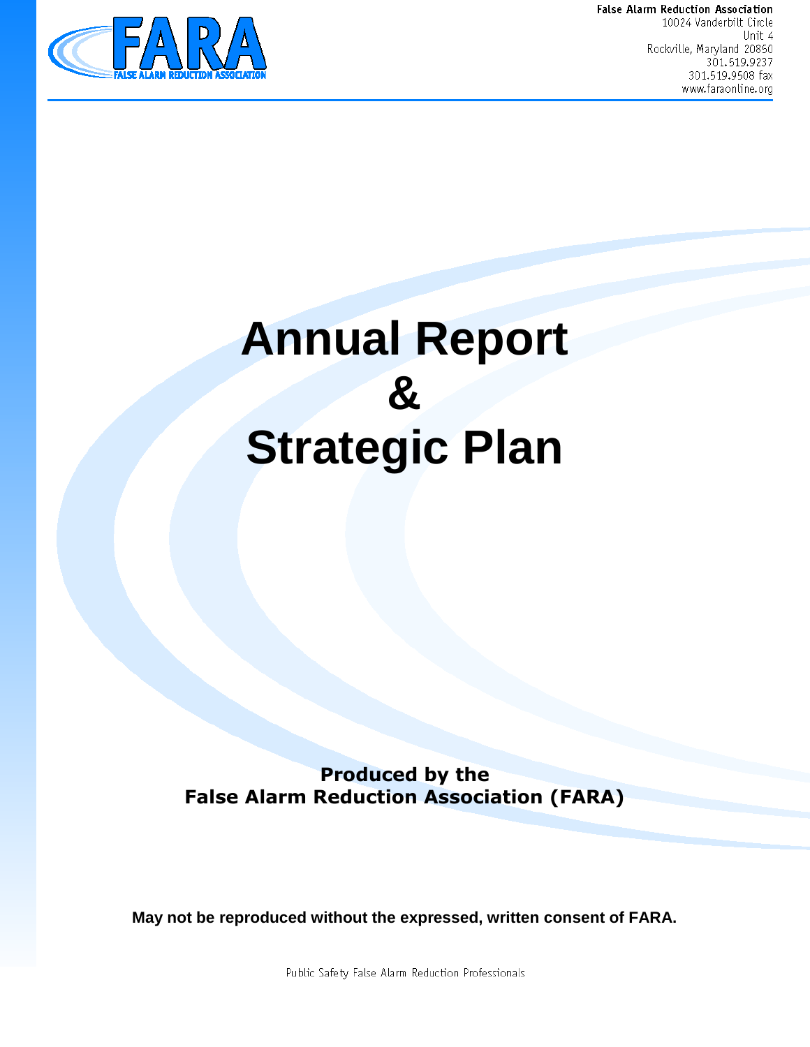False Alarm Reduction Association
10024 Vanderbilt Circle
Unit 4
Rockville, Maryland 20850
301.519.9237
301.519.9508 fax
www.faraonline.org

# Annual Report
# &
# Strategic Plan

**Produced by the**
**False Alarm Reduction Association (FARA)**

**May not be reproduced without the expressed, written consent of FARA.**

Public Safety False Alarm Reduction Professionals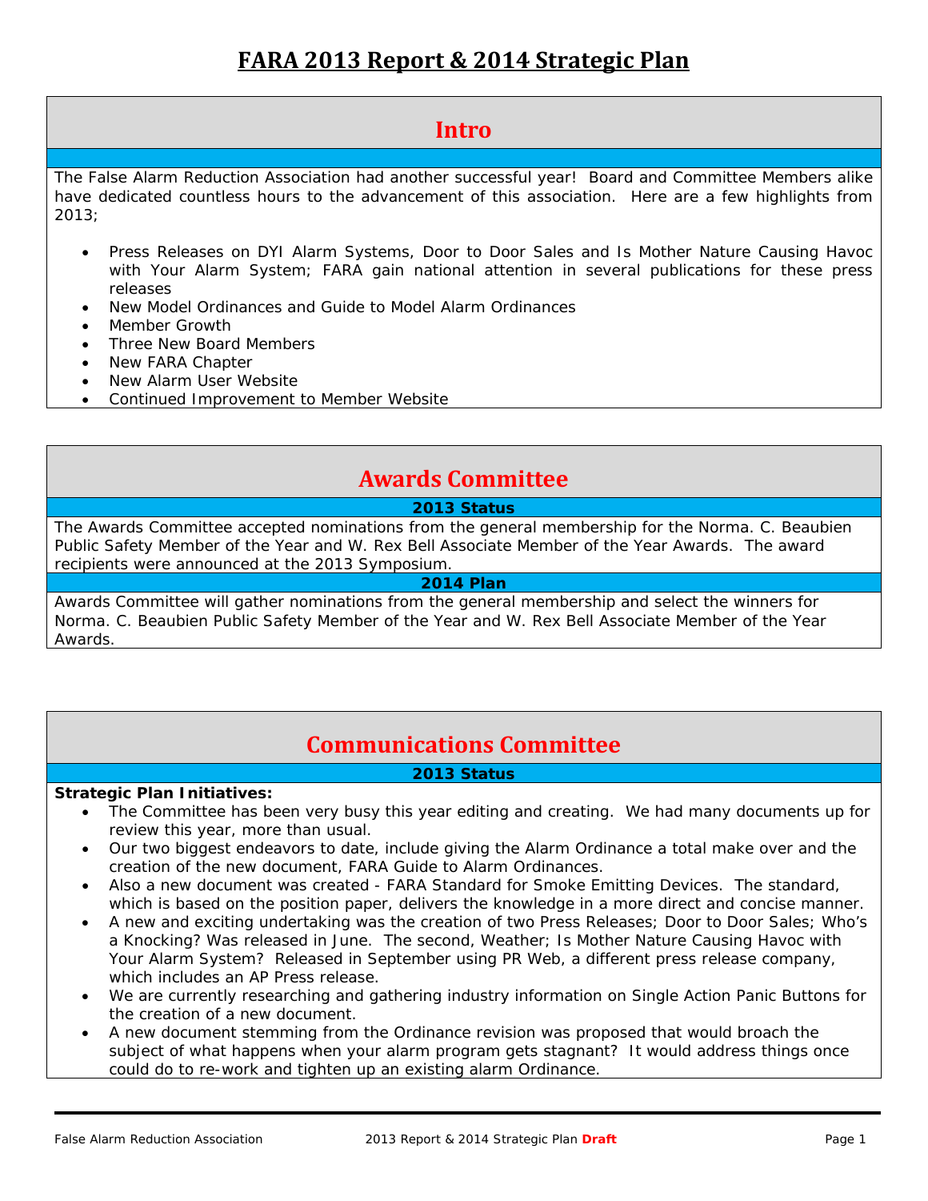# FARA 2013 Report & 2014 Strategic Plan

## Intro

The False Alarm Reduction Association had another successful year! Board and Committee Members alike have dedicated countless hours to the advancement of this association. Here are a few highlights from 2013;

- Press Releases on DYI Alarm Systems, Door to Door Sales and Is Mother Nature Causing Havoc with Your Alarm System; FARA gain national attention in several publications for these press releases
- New Model Ordinances and Guide to Model Alarm Ordinances
- Member Growth
- Three New Board Members
- New FARA Chapter
- New Alarm User Website
- Continued Improvement to Member Website

## Awards Committee

### 2013 Status

The Awards Committee accepted nominations from the general membership for the Norma. C. Beaubien Public Safety Member of the Year and W. Rex Bell Associate Member of the Year Awards. The award recipients were announced at the 2013 Symposium.

### 2014 Plan

Awards Committee will gather nominations from the general membership and select the winners for Norma. C. Beaubien Public Safety Member of the Year and W. Rex Bell Associate Member of the Year Awards.

## Communications Committee

### 2013 Status

**Strategic Plan Initiatives:**

- The Committee has been very busy this year editing and creating. We had many documents up for review this year, more than usual.
- Our two biggest endeavors to date, include giving the Alarm Ordinance a total make over and the creation of the new document, FARA Guide to Alarm Ordinances.
- Also a new document was created - FARA Standard for Smoke Emitting Devices. The standard, which is based on the position paper, delivers the knowledge in a more direct and concise manner.
- A new and exciting undertaking was the creation of two Press Releases; Door to Door Sales; Who's a Knocking? Was released in June. The second, Weather; Is Mother Nature Causing Havoc with Your Alarm System? Released in September using PR Web, a different press release company, which includes an AP Press release.
- We are currently researching and gathering industry information on Single Action Panic Buttons for the creation of a new document.
- A new document stemming from the Ordinance revision was proposed that would broach the subject of what happens when your alarm program gets stagnant? It would address things once could do to re-work and tighten up an existing alarm Ordinance.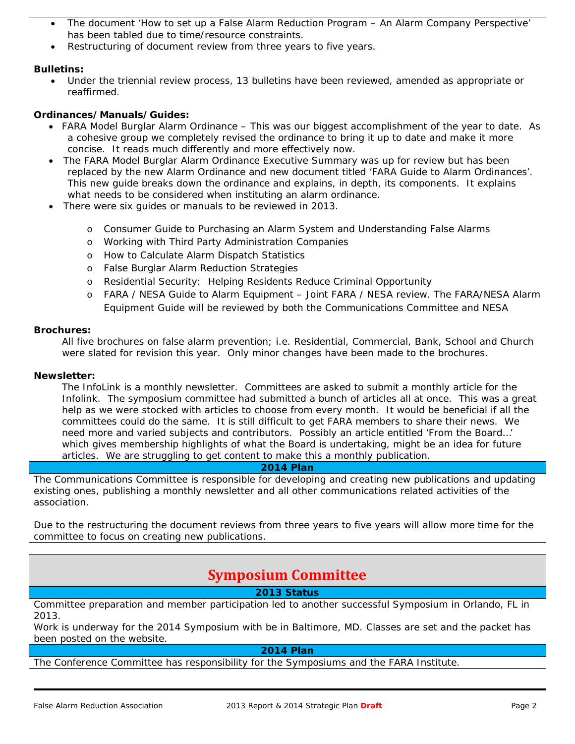- The document 'How to set up a False Alarm Reduction Program – An Alarm Company Perspective' has been tabled due to time/resource constraints.
- Restructuring of document review from three years to five years.

**Bulletins:**

- Under the triennial review process, 13 bulletins have been reviewed, amended as appropriate or reaffirmed.

**Ordinances/Manuals/Guides:**

- FARA Model Burglar Alarm Ordinance – This was our biggest accomplishment of the year to date. As a cohesive group we completely revised the ordinance to bring it up to date and make it more concise. It reads much differently and more effectively now.
- The FARA Model Burglar Alarm Ordinance Executive Summary was up for review but has been replaced by the new Alarm Ordinance and new document titled 'FARA Guide to Alarm Ordinances'. This new guide breaks down the ordinance and explains, in depth, its components. It explains what needs to be considered when instituting an alarm ordinance.
- There were six guides or manuals to be reviewed in 2013.
  - Consumer Guide to Purchasing an Alarm System and Understanding False Alarms
  - Working with Third Party Administration Companies
  - How to Calculate Alarm Dispatch Statistics
  - False Burglar Alarm Reduction Strategies
  - Residential Security: Helping Residents Reduce Criminal Opportunity
  - FARA / NESA Guide to Alarm Equipment – Joint FARA / NESA review. The FARA/NESA Alarm Equipment Guide will be reviewed by both the Communications Committee and NESA

**Brochures:**

All five brochures on false alarm prevention; i.e. Residential, Commercial, Bank, School and Church were slated for revision this year. Only minor changes have been made to the brochures.

**Newsletter:**

The InfoLink is a monthly newsletter. Committees are asked to submit a monthly article for the Infolink. The symposium committee had submitted a bunch of articles all at once. This was a great help as we were stocked with articles to choose from every month. It would be beneficial if all the committees could do the same. It is still difficult to get FARA members to share their news. We need more and varied subjects and contributors. Possibly an article entitled 'From the Board…' which gives membership highlights of what the Board is undertaking, might be an idea for future articles. We are struggling to get content to make this a monthly publication.

**2014 Plan**

The Communications Committee is responsible for developing and creating new publications and updating existing ones, publishing a monthly newsletter and all other communications related activities of the association.

Due to the restructuring the document reviews from three years to five years will allow more time for the committee to focus on creating new publications.

## Symposium Committee

**2013 Status**

Committee preparation and member participation led to another successful Symposium in Orlando, FL in 2013.

Work is underway for the 2014 Symposium with be in Baltimore, MD. Classes are set and the packet has been posted on the website.

**2014 Plan**

The Conference Committee has responsibility for the Symposiums and the FARA Institute.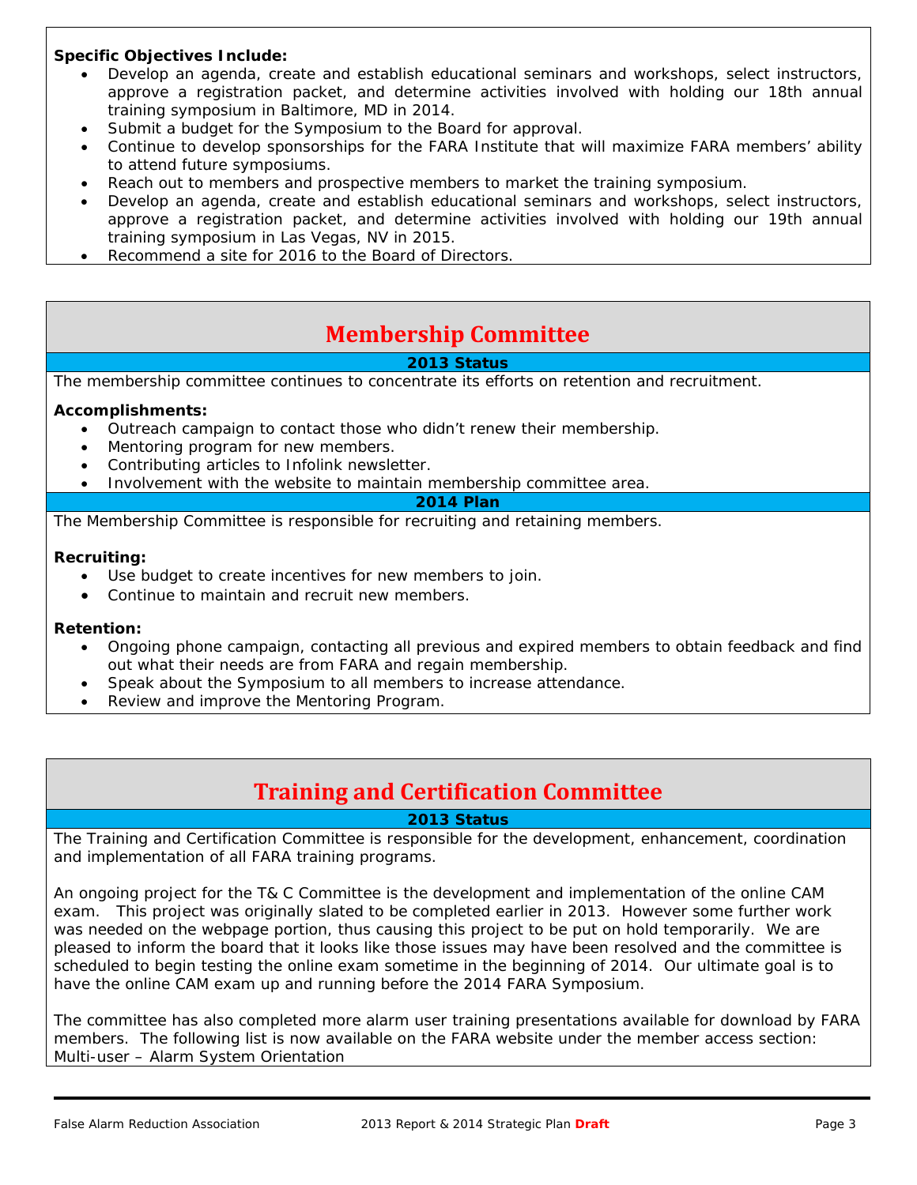**Specific Objectives Include:**

- Develop an agenda, create and establish educational seminars and workshops, select instructors, approve a registration packet, and determine activities involved with holding our 18th annual training symposium in Baltimore, MD in 2014.
- Submit a budget for the Symposium to the Board for approval.
- Continue to develop sponsorships for the FARA Institute that will maximize FARA members' ability to attend future symposiums.
- Reach out to members and prospective members to market the training symposium.
- Develop an agenda, create and establish educational seminars and workshops, select instructors, approve a registration packet, and determine activities involved with holding our 19th annual training symposium in Las Vegas, NV in 2015.
- Recommend a site for 2016 to the Board of Directors.

## Membership Committee

### 2013 Status

The membership committee continues to concentrate its efforts on retention and recruitment.

**Accomplishments:**

- Outreach campaign to contact those who didn't renew their membership.
- Mentoring program for new members.
- Contributing articles to Infolink newsletter.
- Involvement with the website to maintain membership committee area.

### 2014 Plan

The Membership Committee is responsible for recruiting and retaining members.

**Recruiting:**

- Use budget to create incentives for new members to join.
- Continue to maintain and recruit new members.

**Retention:**

- Ongoing phone campaign, contacting all previous and expired members to obtain feedback and find out what their needs are from FARA and regain membership.
- Speak about the Symposium to all members to increase attendance.
- Review and improve the Mentoring Program.

## Training and Certification Committee

### 2013 Status

The Training and Certification Committee is responsible for the development, enhancement, coordination and implementation of all FARA training programs.

An ongoing project for the T& C Committee is the development and implementation of the online CAM exam. This project was originally slated to be completed earlier in 2013. However some further work was needed on the webpage portion, thus causing this project to be put on hold temporarily. We are pleased to inform the board that it looks like those issues may have been resolved and the committee is scheduled to begin testing the online exam sometime in the beginning of 2014. Our ultimate goal is to have the online CAM exam up and running before the 2014 FARA Symposium.

The committee has also completed more alarm user training presentations available for download by FARA members. The following list is now available on the FARA website under the member access section:
Multi-user – Alarm System Orientation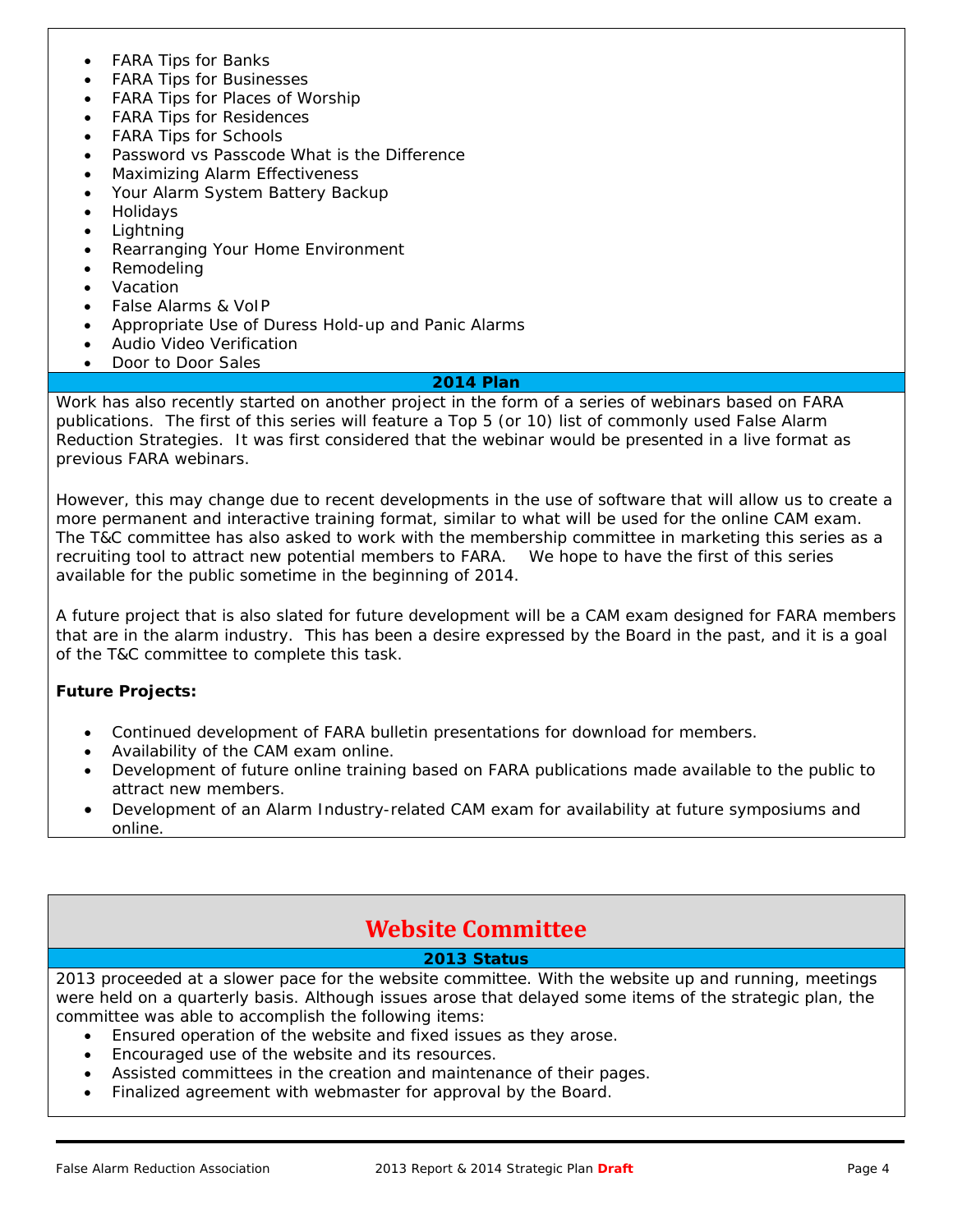- FARA Tips for Banks
- FARA Tips for Businesses
- FARA Tips for Places of Worship
- FARA Tips for Residences
- FARA Tips for Schools
- Password vs Passcode What is the Difference
- Maximizing Alarm Effectiveness
- Your Alarm System Battery Backup
- Holidays
- Lightning
- Rearranging Your Home Environment
- Remodeling
- Vacation
- False Alarms & VoIP
- Appropriate Use of Duress Hold-up and Panic Alarms
- Audio Video Verification
- Door to Door Sales

### 2014 Plan

Work has also recently started on another project in the form of a series of webinars based on FARA publications. The first of this series will feature a Top 5 (or 10) list of commonly used False Alarm Reduction Strategies. It was first considered that the webinar would be presented in a live format as previous FARA webinars.

However, this may change due to recent developments in the use of software that will allow us to create a more permanent and interactive training format, similar to what will be used for the online CAM exam. The T&C committee has also asked to work with the membership committee in marketing this series as a recruiting tool to attract new potential members to FARA. We hope to have the first of this series available for the public sometime in the beginning of 2014.

A future project that is also slated for future development will be a CAM exam designed for FARA members that are in the alarm industry. This has been a desire expressed by the Board in the past, and it is a goal of the T&C committee to complete this task.

**Future Projects:**

- Continued development of FARA bulletin presentations for download for members.
- Availability of the CAM exam online.
- Development of future online training based on FARA publications made available to the public to attract new members.
- Development of an Alarm Industry-related CAM exam for availability at future symposiums and online.

## Website Committee

### 2013 Status

2013 proceeded at a slower pace for the website committee. With the website up and running, meetings were held on a quarterly basis. Although issues arose that delayed some items of the strategic plan, the committee was able to accomplish the following items:

- Ensured operation of the website and fixed issues as they arose.
- Encouraged use of the website and its resources.
- Assisted committees in the creation and maintenance of their pages.
- Finalized agreement with webmaster for approval by the Board.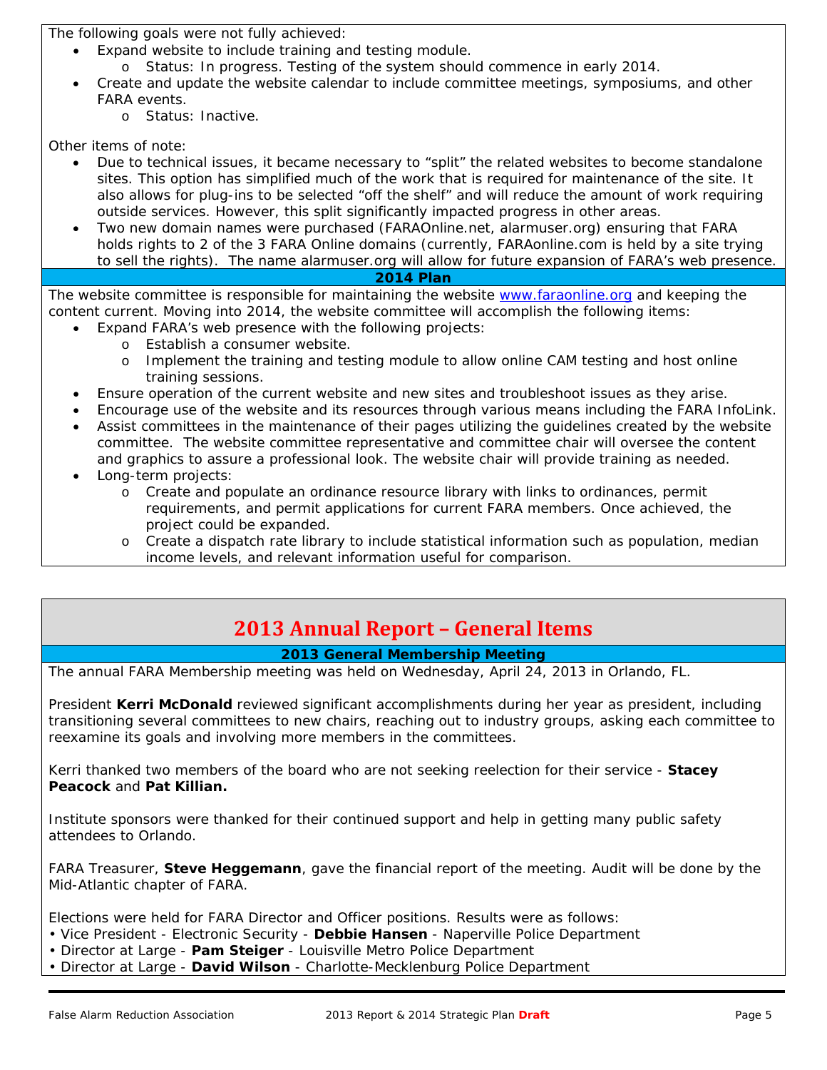The following goals were not fully achieved:

- Expand website to include training and testing module.
  - Status: In progress. Testing of the system should commence in early 2014.
- Create and update the website calendar to include committee meetings, symposiums, and other FARA events.
  - Status: Inactive.

Other items of note:

- Due to technical issues, it became necessary to "split" the related websites to become standalone sites. This option has simplified much of the work that is required for maintenance of the site. It also allows for plug-ins to be selected "off the shelf" and will reduce the amount of work requiring outside services. However, this split significantly impacted progress in other areas.
- Two new domain names were purchased (FARAOnline.net, alarmuser.org) ensuring that FARA holds rights to 2 of the 3 FARA Online domains (currently, FARAonline.com is held by a site trying to sell the rights). The name alarmuser.org will allow for future expansion of FARA's web presence.

### 2014 Plan

The website committee is responsible for maintaining the website www.faraonline.org and keeping the content current. Moving into 2014, the website committee will accomplish the following items:

- Expand FARA's web presence with the following projects:
  - Establish a consumer website.
  - Implement the training and testing module to allow online CAM testing and host online training sessions.
- Ensure operation of the current website and new sites and troubleshoot issues as they arise.
- Encourage use of the website and its resources through various means including the FARA InfoLink.
- Assist committees in the maintenance of their pages utilizing the guidelines created by the website committee. The website committee representative and committee chair will oversee the content and graphics to assure a professional look. The website chair will provide training as needed.
- Long-term projects:
  - Create and populate an ordinance resource library with links to ordinances, permit requirements, and permit applications for current FARA members. Once achieved, the project could be expanded.
  - Create a dispatch rate library to include statistical information such as population, median income levels, and relevant information useful for comparison.

## 2013 Annual Report – General Items

### 2013 General Membership Meeting

The annual FARA Membership meeting was held on Wednesday, April 24, 2013 in Orlando, FL.

President **Kerri McDonald** reviewed significant accomplishments during her year as president, including transitioning several committees to new chairs, reaching out to industry groups, asking each committee to reexamine its goals and involving more members in the committees.

Kerri thanked two members of the board who are not seeking reelection for their service - **Stacey Peacock** and **Pat Killian.**

Institute sponsors were thanked for their continued support and help in getting many public safety attendees to Orlando.

FARA Treasurer, **Steve Heggemann**, gave the financial report of the meeting. Audit will be done by the Mid-Atlantic chapter of FARA.

Elections were held for FARA Director and Officer positions. Results were as follows:

- Vice President - Electronic Security - **Debbie Hansen** - Naperville Police Department
- Director at Large - **Pam Steiger** - Louisville Metro Police Department
- Director at Large - **David Wilson** - Charlotte-Mecklenburg Police Department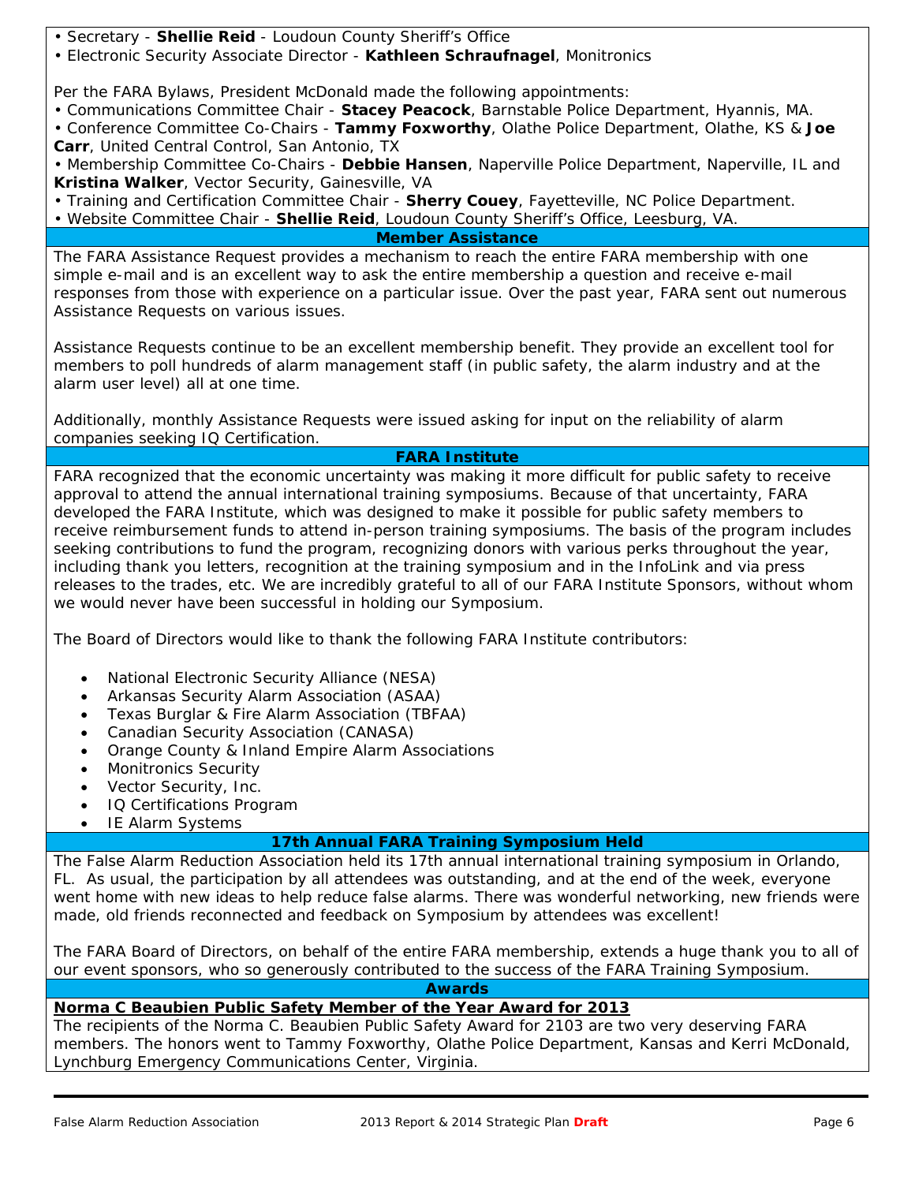- Secretary - **Shellie Reid** - Loudoun County Sheriff's Office
- Electronic Security Associate Director - **Kathleen Schraufnagel**, Monitronics

Per the FARA Bylaws, President McDonald made the following appointments:

- Communications Committee Chair - **Stacey Peacock**, Barnstable Police Department, Hyannis, MA.
- Conference Committee Co-Chairs - **Tammy Foxworthy**, Olathe Police Department, Olathe, KS & **Joe Carr**, United Central Control, San Antonio, TX
- Membership Committee Co-Chairs - **Debbie Hansen**, Naperville Police Department, Naperville, IL and **Kristina Walker**, Vector Security, Gainesville, VA
- Training and Certification Committee Chair - **Sherry Couey**, Fayetteville, NC Police Department.
- Website Committee Chair - **Shellie Reid**, Loudoun County Sheriff's Office, Leesburg, VA.

## Member Assistance

The FARA Assistance Request provides a mechanism to reach the entire FARA membership with one simple e-mail and is an excellent way to ask the entire membership a question and receive e-mail responses from those with experience on a particular issue. Over the past year, FARA sent out numerous Assistance Requests on various issues.

Assistance Requests continue to be an excellent membership benefit. They provide an excellent tool for members to poll hundreds of alarm management staff (in public safety, the alarm industry and at the alarm user level) all at one time.

Additionally, monthly Assistance Requests were issued asking for input on the reliability of alarm companies seeking IQ Certification.

## FARA Institute

FARA recognized that the economic uncertainty was making it more difficult for public safety to receive approval to attend the annual international training symposiums. Because of that uncertainty, FARA developed the FARA Institute, which was designed to make it possible for public safety members to receive reimbursement funds to attend in-person training symposiums. The basis of the program includes seeking contributions to fund the program, recognizing donors with various perks throughout the year, including thank you letters, recognition at the training symposium and in the InfoLink and via press releases to the trades, etc. We are incredibly grateful to all of our FARA Institute Sponsors, without whom we would never have been successful in holding our Symposium.

The Board of Directors would like to thank the following FARA Institute contributors:

- National Electronic Security Alliance (NESA)
- Arkansas Security Alarm Association (ASAA)
- Texas Burglar & Fire Alarm Association (TBFAA)
- Canadian Security Association (CANASA)
- Orange County & Inland Empire Alarm Associations
- Monitronics Security
- Vector Security, Inc.
- IQ Certifications Program
- IE Alarm Systems

## 17th Annual FARA Training Symposium Held

The False Alarm Reduction Association held its 17th annual international training symposium in Orlando, FL. As usual, the participation by all attendees was outstanding, and at the end of the week, everyone went home with new ideas to help reduce false alarms. There was wonderful networking, new friends were made, old friends reconnected and feedback on Symposium by attendees was excellent!

The FARA Board of Directors, on behalf of the entire FARA membership, extends a huge thank you to all of our event sponsors, who so generously contributed to the success of the FARA Training Symposium.

## Awards

### Norma C Beaubien Public Safety Member of the Year Award for 2013

The recipients of the Norma C. Beaubien Public Safety Award for 2103 are two very deserving FARA members. The honors went to Tammy Foxworthy, Olathe Police Department, Kansas and Kerri McDonald, Lynchburg Emergency Communications Center, Virginia.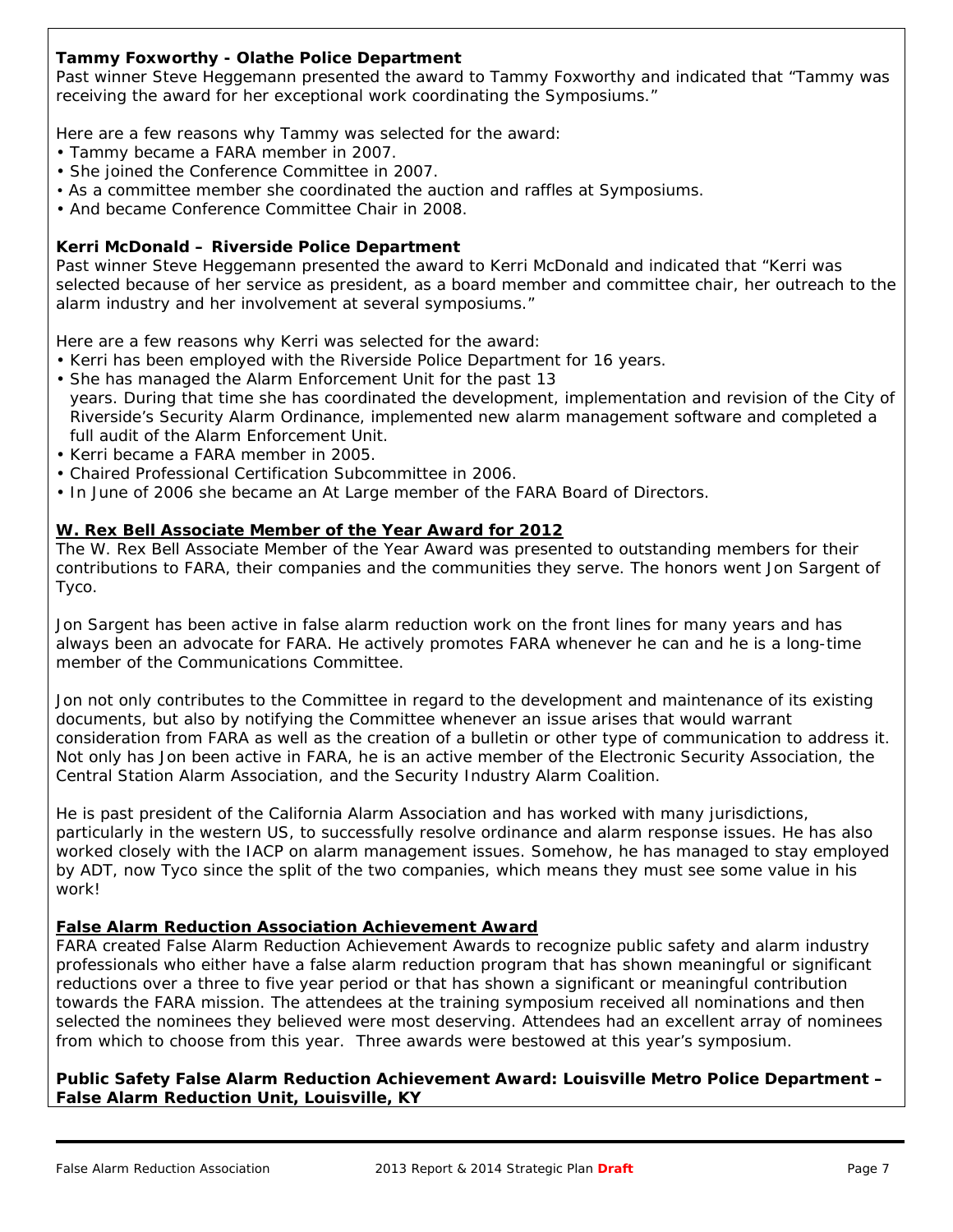**Tammy Foxworthy - Olathe Police Department**

Past winner Steve Heggemann presented the award to Tammy Foxworthy and indicated that "Tammy was receiving the award for her exceptional work coordinating the Symposiums."

Here are a few reasons why Tammy was selected for the award:

- Tammy became a FARA member in 2007.
- She joined the Conference Committee in 2007.
- As a committee member she coordinated the auction and raffles at Symposiums.
- And became Conference Committee Chair in 2008.

**Kerri McDonald – Riverside Police Department**

Past winner Steve Heggemann presented the award to Kerri McDonald and indicated that "Kerri was selected because of her service as president, as a board member and committee chair, her outreach to the alarm industry and her involvement at several symposiums."

Here are a few reasons why Kerri was selected for the award:

- Kerri has been employed with the Riverside Police Department for 16 years.
- She has managed the Alarm Enforcement Unit for the past 13 years. During that time she has coordinated the development, implementation and revision of the City of Riverside's Security Alarm Ordinance, implemented new alarm management software and completed a full audit of the Alarm Enforcement Unit.
- Kerri became a FARA member in 2005.
- Chaired Professional Certification Subcommittee in 2006.
- In June of 2006 she became an At Large member of the FARA Board of Directors.

**W. Rex Bell Associate Member of the Year Award for 2012**

The W. Rex Bell Associate Member of the Year Award was presented to outstanding members for their contributions to FARA, their companies and the communities they serve. The honors went Jon Sargent of Tyco.

Jon Sargent has been active in false alarm reduction work on the front lines for many years and has always been an advocate for FARA. He actively promotes FARA whenever he can and he is a long-time member of the Communications Committee.

Jon not only contributes to the Committee in regard to the development and maintenance of its existing documents, but also by notifying the Committee whenever an issue arises that would warrant consideration from FARA as well as the creation of a bulletin or other type of communication to address it. Not only has Jon been active in FARA, he is an active member of the Electronic Security Association, the Central Station Alarm Association, and the Security Industry Alarm Coalition.

He is past president of the California Alarm Association and has worked with many jurisdictions, particularly in the western US, to successfully resolve ordinance and alarm response issues. He has also worked closely with the IACP on alarm management issues. Somehow, he has managed to stay employed by ADT, now Tyco since the split of the two companies, which means they must see some value in his work!

**False Alarm Reduction Association Achievement Award**

FARA created False Alarm Reduction Achievement Awards to recognize public safety and alarm industry professionals who either have a false alarm reduction program that has shown meaningful or significant reductions over a three to five year period or that has shown a significant or meaningful contribution towards the FARA mission. The attendees at the training symposium received all nominations and then selected the nominees they believed were most deserving. Attendees had an excellent array of nominees from which to choose from this year. Three awards were bestowed at this year's symposium.

**Public Safety False Alarm Reduction Achievement Award: Louisville Metro Police Department – False Alarm Reduction Unit, Louisville, KY**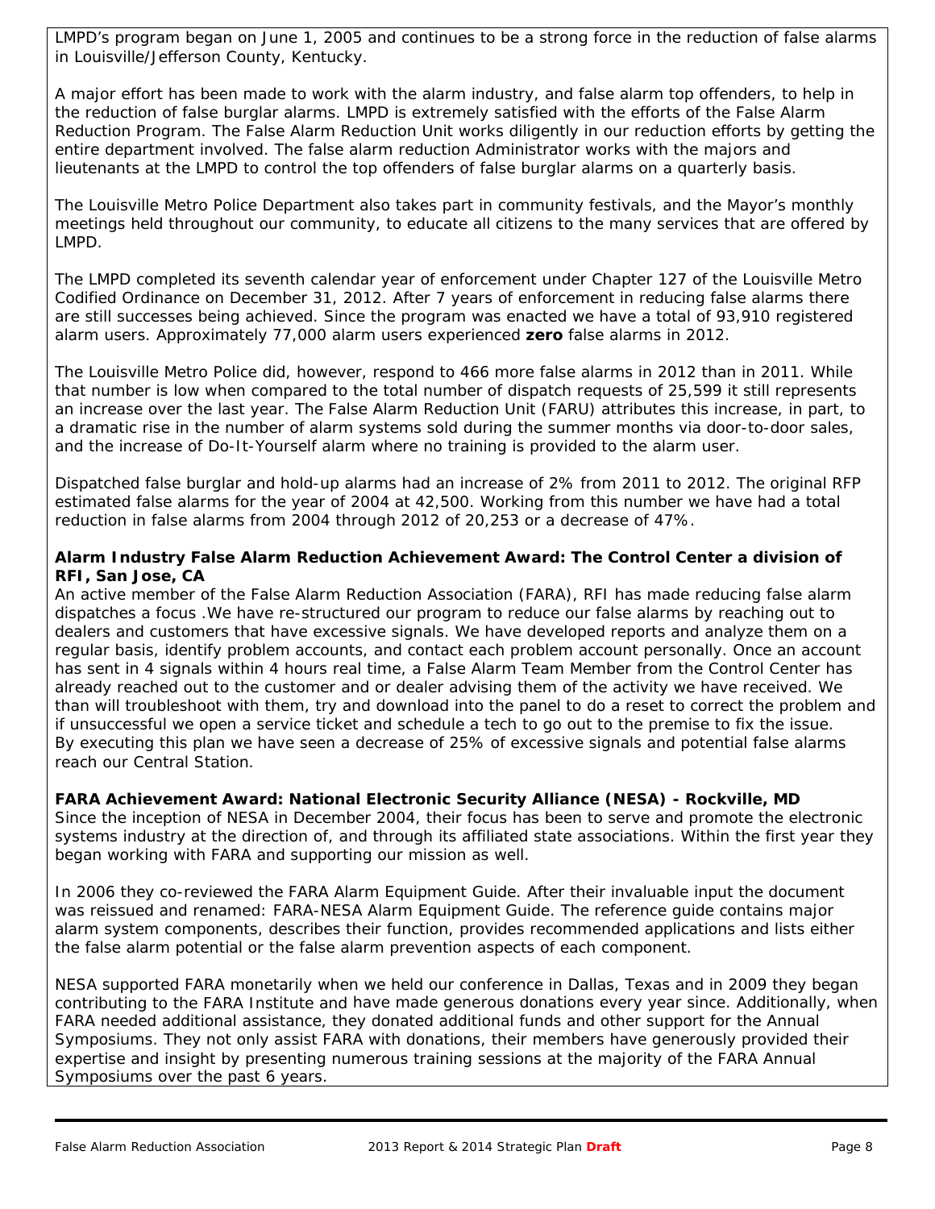LMPD's program began on June 1, 2005 and continues to be a strong force in the reduction of false alarms in Louisville/Jefferson County, Kentucky.

A major effort has been made to work with the alarm industry, and false alarm top offenders, to help in the reduction of false burglar alarms. LMPD is extremely satisfied with the efforts of the False Alarm Reduction Program. The False Alarm Reduction Unit works diligently in our reduction efforts by getting the entire department involved. The false alarm reduction Administrator works with the majors and lieutenants at the LMPD to control the top offenders of false burglar alarms on a quarterly basis.

The Louisville Metro Police Department also takes part in community festivals, and the Mayor's monthly meetings held throughout our community, to educate all citizens to the many services that are offered by LMPD.

The LMPD completed its seventh calendar year of enforcement under Chapter 127 of the Louisville Metro Codified Ordinance on December 31, 2012. After 7 years of enforcement in reducing false alarms there are still successes being achieved. Since the program was enacted we have a total of 93,910 registered alarm users. Approximately 77,000 alarm users experienced **zero** false alarms in 2012.

The Louisville Metro Police did, however, respond to 466 more false alarms in 2012 than in 2011. While that number is low when compared to the total number of dispatch requests of 25,599 it still represents an increase over the last year. The False Alarm Reduction Unit (FARU) attributes this increase, in part, to a dramatic rise in the number of alarm systems sold during the summer months via door-to-door sales, and the increase of Do-It-Yourself alarm where no training is provided to the alarm user.

Dispatched false burglar and hold-up alarms had an increase of 2% from 2011 to 2012. The original RFP estimated false alarms for the year of 2004 at 42,500. Working from this number we have had a total reduction in false alarms from 2004 through 2012 of 20,253 or a decrease of 47%.

**Alarm Industry False Alarm Reduction Achievement Award: The Control Center a division of RFI, San Jose, CA**

An active member of the False Alarm Reduction Association (FARA), RFI has made reducing false alarm dispatches a focus .We have re-structured our program to reduce our false alarms by reaching out to dealers and customers that have excessive signals. We have developed reports and analyze them on a regular basis, identify problem accounts, and contact each problem account personally. Once an account has sent in 4 signals within 4 hours real time, a False Alarm Team Member from the Control Center has already reached out to the customer and or dealer advising them of the activity we have received. We than will troubleshoot with them, try and download into the panel to do a reset to correct the problem and if unsuccessful we open a service ticket and schedule a tech to go out to the premise to fix the issue. By executing this plan we have seen a decrease of 25% of excessive signals and potential false alarms reach our Central Station.

**FARA Achievement Award: National Electronic Security Alliance (NESA) - Rockville, MD**

Since the inception of NESA in December 2004, their focus has been to serve and promote the electronic systems industry at the direction of, and through its affiliated state associations. Within the first year they began working with FARA and supporting our mission as well.

In 2006 they co-reviewed the FARA Alarm Equipment Guide. After their invaluable input the document was reissued and renamed: FARA-NESA Alarm Equipment Guide. The reference guide contains major alarm system components, describes their function, provides recommended applications and lists either the false alarm potential or the false alarm prevention aspects of each component.

NESA supported FARA monetarily when we held our conference in Dallas, Texas and in 2009 they began contributing to the FARA Institute and have made generous donations every year since. Additionally, when FARA needed additional assistance, they donated additional funds and other support for the Annual Symposiums. They not only assist FARA with donations, their members have generously provided their expertise and insight by presenting numerous training sessions at the majority of the FARA Annual Symposiums over the past 6 years.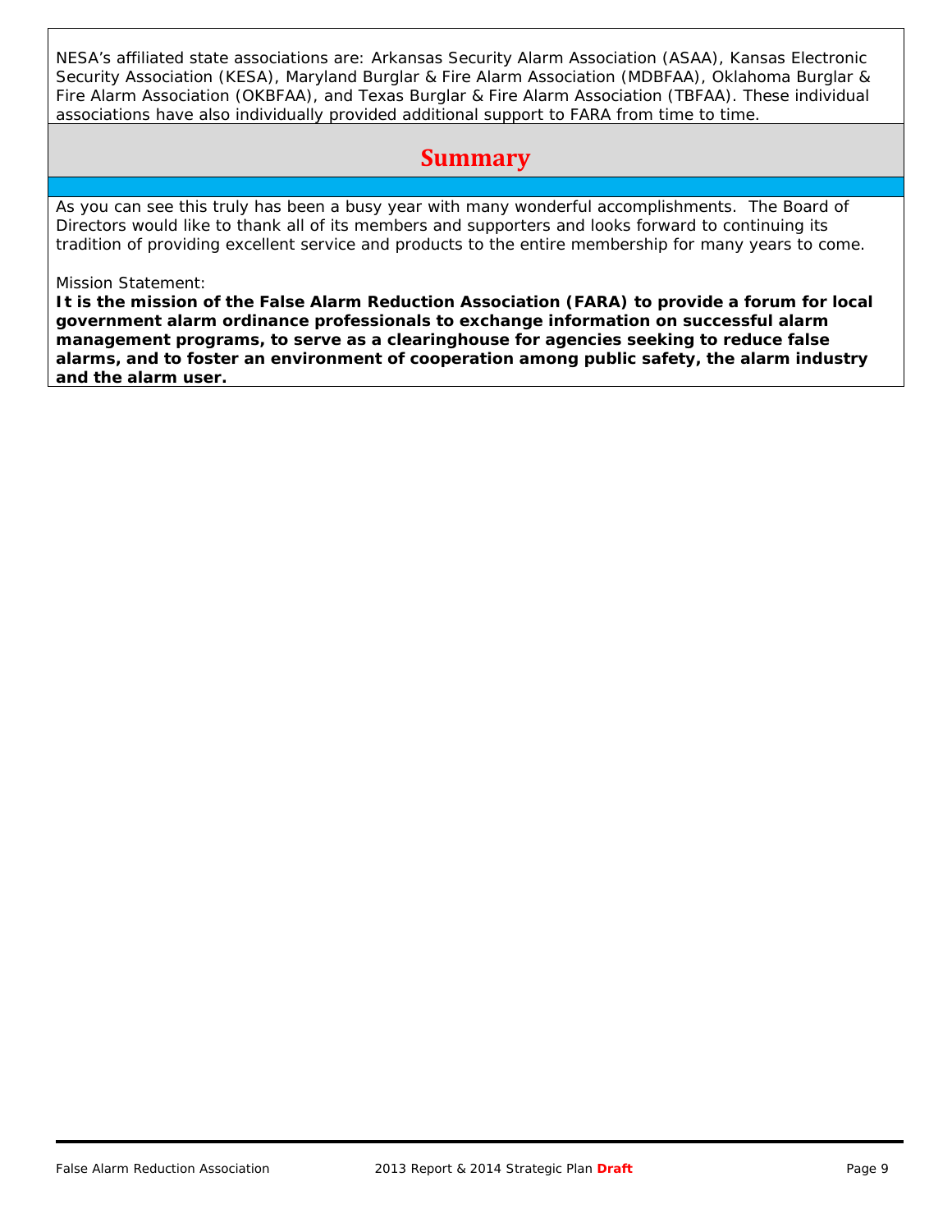NESA's affiliated state associations are: Arkansas Security Alarm Association (ASAA), Kansas Electronic Security Association (KESA), Maryland Burglar & Fire Alarm Association (MDBFAA), Oklahoma Burglar & Fire Alarm Association (OKBFAA), and Texas Burglar & Fire Alarm Association (TBFAA). These individual associations have also individually provided additional support to FARA from time to time.

## Summary

As you can see this truly has been a busy year with many wonderful accomplishments. The Board of Directors would like to thank all of its members and supporters and looks forward to continuing its tradition of providing excellent service and products to the entire membership for many years to come.

Mission Statement:
**It is the mission of the False Alarm Reduction Association (FARA) to provide a forum for local government alarm ordinance professionals to exchange information on successful alarm management programs, to serve as a clearinghouse for agencies seeking to reduce false alarms, and to foster an environment of cooperation among public safety, the alarm industry and the alarm user.**